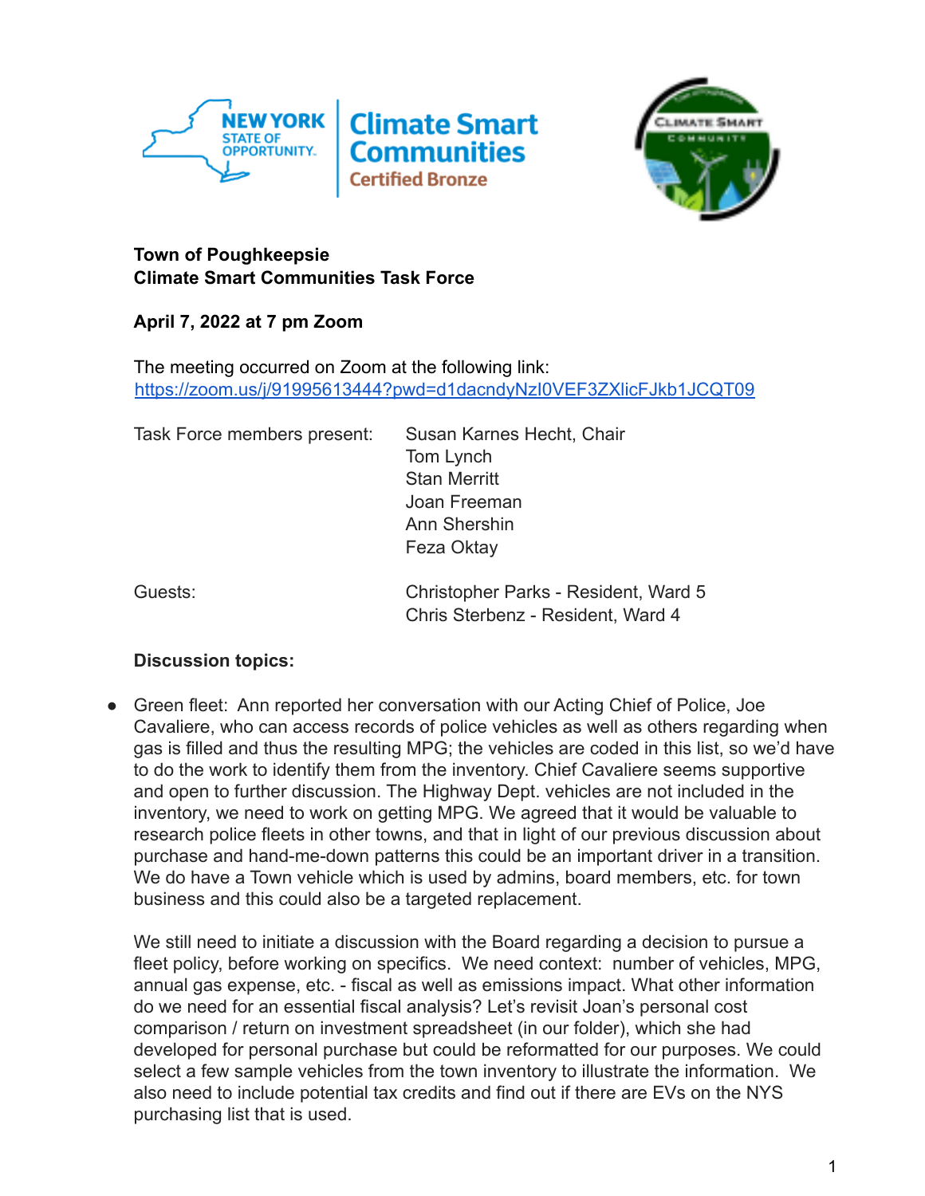**Town of Poughkeepsie**
**Climate Smart Communities Task Force**

**April 7, 2022 at 7 pm Zoom**

The meeting occurred on Zoom at the following link:
https://zoom.us/j/91995613444?pwd=d1dacndyNzI0VEF3ZXlicFJkb1JCQT09

| | |
|---|---|
| Task Force members present: | Susan Karnes Hecht, Chair<br>Tom Lynch<br>Stan Merritt<br>Joan Freeman<br>Ann Shershin<br>Feza Oktay |
| Guests: | Christopher Parks - Resident, Ward 5<br>Chris Sterbenz - Resident, Ward 4 |

**Discussion topics:**

- Green fleet: Ann reported her conversation with our Acting Chief of Police, Joe Cavaliere, who can access records of police vehicles as well as others regarding when gas is filled and thus the resulting MPG; the vehicles are coded in this list, so we'd have to do the work to identify them from the inventory. Chief Cavaliere seems supportive and open to further discussion. The Highway Dept. vehicles are not included in the inventory, we need to work on getting MPG. We agreed that it would be valuable to research police fleets in other towns, and that in light of our previous discussion about purchase and hand-me-down patterns this could be an important driver in a transition. We do have a Town vehicle which is used by admins, board members, etc. for town business and this could also be a targeted replacement.

  We still need to initiate a discussion with the Board regarding a decision to pursue a fleet policy, before working on specifics. We need context: number of vehicles, MPG, annual gas expense, etc. - fiscal as well as emissions impact. What other information do we need for an essential fiscal analysis? Let's revisit Joan's personal cost comparison / return on investment spreadsheet (in our folder), which she had developed for personal purchase but could be reformatted for our purposes. We could select a few sample vehicles from the town inventory to illustrate the information. We also need to include potential tax credits and find out if there are EVs on the NYS purchasing list that is used.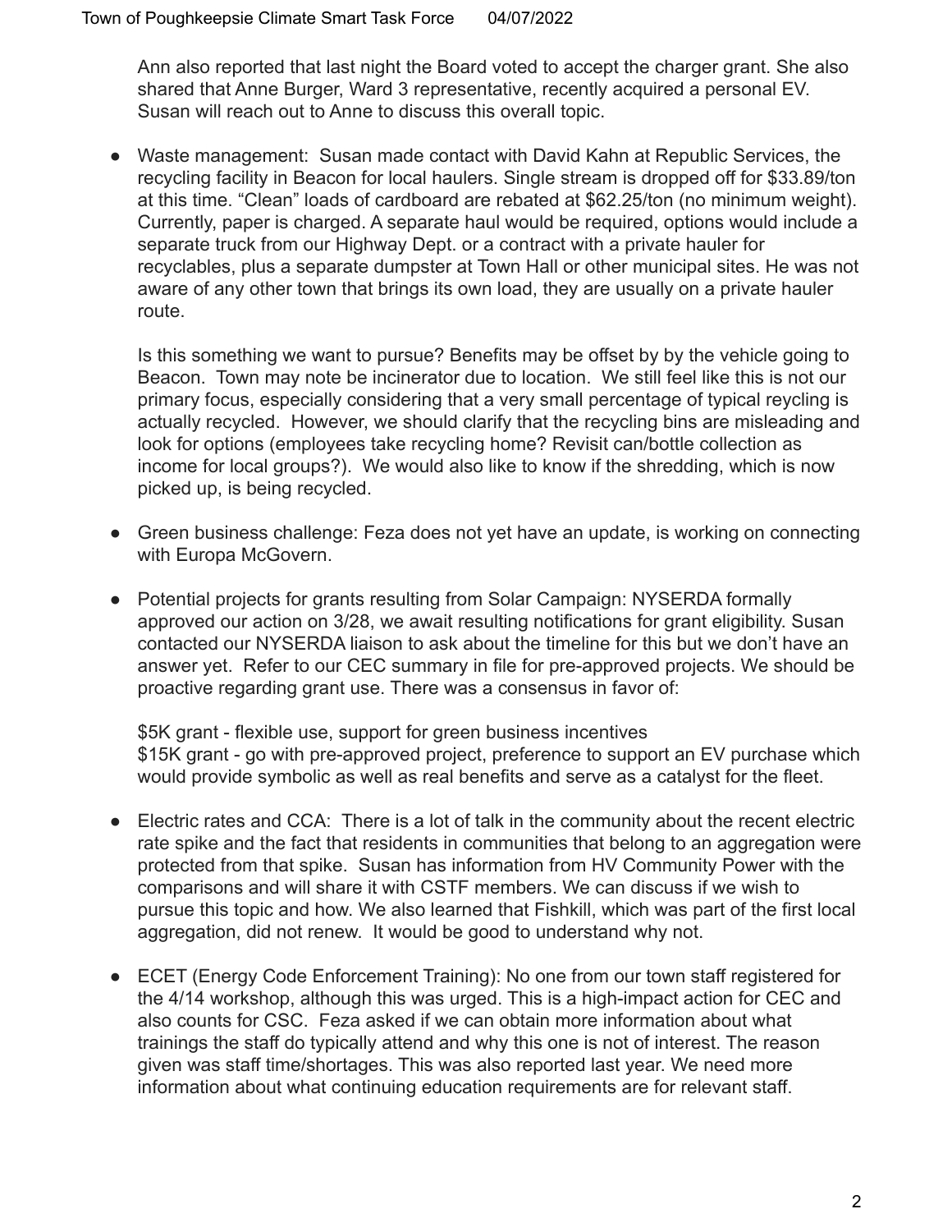Ann also reported that last night the Board voted to accept the charger grant. She also shared that Anne Burger, Ward 3 representative, recently acquired a personal EV. Susan will reach out to Anne to discuss this overall topic.

- Waste management: Susan made contact with David Kahn at Republic Services, the recycling facility in Beacon for local haulers. Single stream is dropped off for $33.89/ton at this time. "Clean" loads of cardboard are rebated at $62.25/ton (no minimum weight). Currently, paper is charged. A separate haul would be required, options would include a separate truck from our Highway Dept. or a contract with a private hauler for recyclables, plus a separate dumpster at Town Hall or other municipal sites. He was not aware of any other town that brings its own load, they are usually on a private hauler route.

  Is this something we want to pursue? Benefits may be offset by by the vehicle going to Beacon. Town may note be incinerator due to location. We still feel like this is not our primary focus, especially considering that a very small percentage of typical reycling is actually recycled. However, we should clarify that the recycling bins are misleading and look for options (employees take recycling home? Revisit can/bottle collection as income for local groups?). We would also like to know if the shredding, which is now picked up, is being recycled.

- Green business challenge: Feza does not yet have an update, is working on connecting with Europa McGovern.

- Potential projects for grants resulting from Solar Campaign: NYSERDA formally approved our action on 3/28, we await resulting notifications for grant eligibility. Susan contacted our NYSERDA liaison to ask about the timeline for this but we don't have an answer yet. Refer to our CEC summary in file for pre-approved projects. We should be proactive regarding grant use. There was a consensus in favor of:

  $5K grant - flexible use, support for green business incentives
  $15K grant - go with pre-approved project, preference to support an EV purchase which would provide symbolic as well as real benefits and serve as a catalyst for the fleet.

- Electric rates and CCA: There is a lot of talk in the community about the recent electric rate spike and the fact that residents in communities that belong to an aggregation were protected from that spike. Susan has information from HV Community Power with the comparisons and will share it with CSTF members. We can discuss if we wish to pursue this topic and how. We also learned that Fishkill, which was part of the first local aggregation, did not renew. It would be good to understand why not.

- ECET (Energy Code Enforcement Training): No one from our town staff registered for the 4/14 workshop, although this was urged. This is a high-impact action for CEC and also counts for CSC. Feza asked if we can obtain more information about what trainings the staff do typically attend and why this one is not of interest. The reason given was staff time/shortages. This was also reported last year. We need more information about what continuing education requirements are for relevant staff.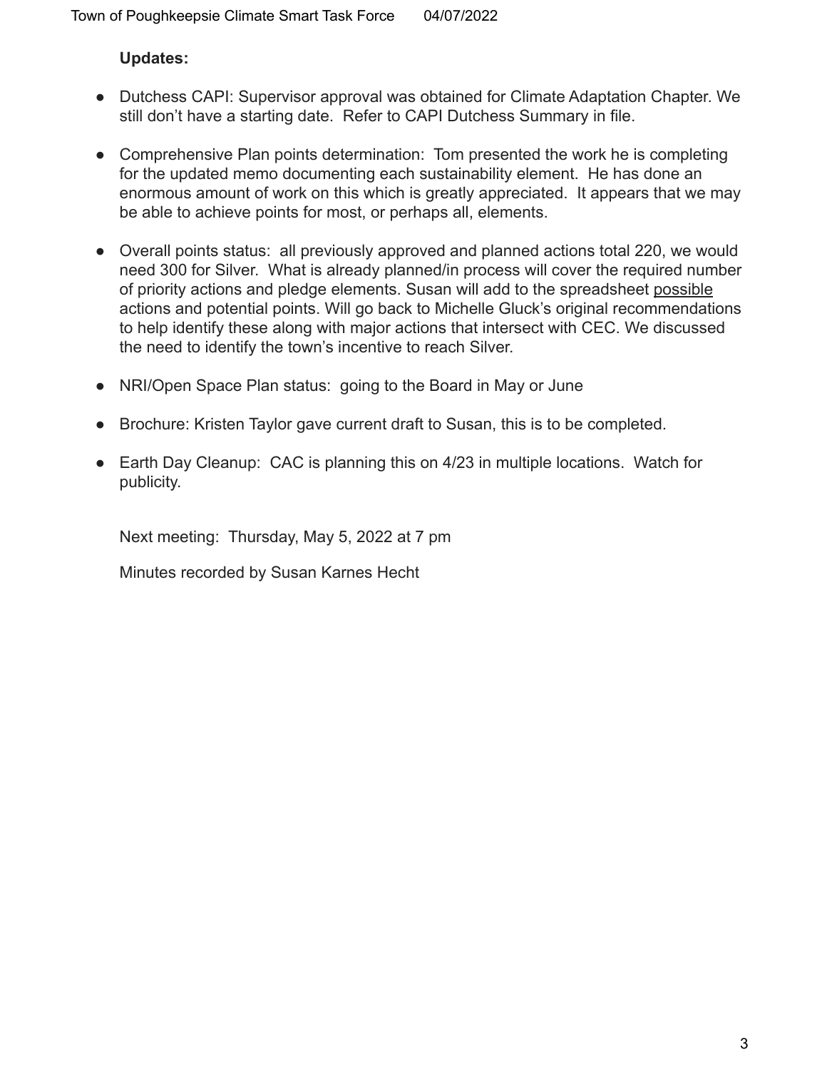**Updates:**

- Dutchess CAPI: Supervisor approval was obtained for Climate Adaptation Chapter. We still don't have a starting date. Refer to CAPI Dutchess Summary in file.

- Comprehensive Plan points determination: Tom presented the work he is completing for the updated memo documenting each sustainability element. He has done an enormous amount of work on this which is greatly appreciated. It appears that we may be able to achieve points for most, or perhaps all, elements.

- Overall points status: all previously approved and planned actions total 220, we would need 300 for Silver. What is already planned/in process will cover the required number of priority actions and pledge elements. Susan will add to the spreadsheet possible actions and potential points. Will go back to Michelle Gluck's original recommendations to help identify these along with major actions that intersect with CEC. We discussed the need to identify the town's incentive to reach Silver.

- NRI/Open Space Plan status: going to the Board in May or June

- Brochure: Kristen Taylor gave current draft to Susan, this is to be completed.

- Earth Day Cleanup: CAC is planning this on 4/23 in multiple locations. Watch for publicity.

Next meeting: Thursday, May 5, 2022 at 7 pm

Minutes recorded by Susan Karnes Hecht